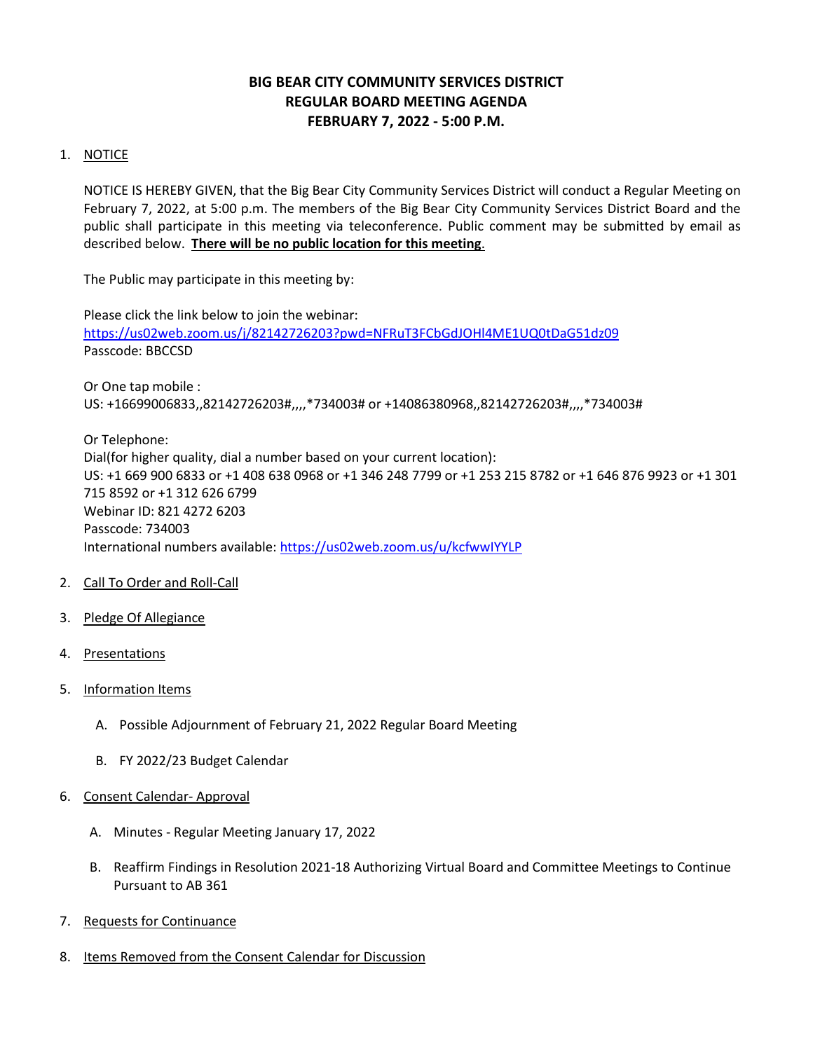# BIG BEAR CITY COMMUNITY SERVICES DISTRICT
## REGULAR BOARD MEETING AGENDA
## FEBRUARY 7, 2022 - 5:00 P.M.

1. NOTICE

   NOTICE IS HEREBY GIVEN, that the Big Bear City Community Services District will conduct a Regular Meeting on February 7, 2022, at 5:00 p.m. The members of the Big Bear City Community Services District Board and the public shall participate in this meeting via teleconference. Public comment may be submitted by email as described below. **There will be no public location for this meeting**.

   The Public may participate in this meeting by:

   Please click the link below to join the webinar:
   https://us02web.zoom.us/j/82142726203?pwd=NFRuT3FCbGdJOHl4ME1UQ0tDaG51dz09
   Passcode: BBCCSD

   Or One tap mobile :
   US: +16699006833,,82142726203#,,,,*734003# or +14086380968,,82142726203#,,,,*734003#

   Or Telephone:
   Dial(for higher quality, dial a number based on your current location):
   US: +1 669 900 6833 or +1 408 638 0968 or +1 346 248 7799 or +1 253 215 8782 or +1 646 876 9923 or +1 301 715 8592 or +1 312 626 6799
   Webinar ID: 821 4272 6203
   Passcode: 734003
   International numbers available: https://us02web.zoom.us/u/kcfwwIYYLP

2. Call To Order and Roll-Call

3. Pledge Of Allegiance

4. Presentations

5. Information Items

   A. Possible Adjournment of February 21, 2022 Regular Board Meeting

   B. FY 2022/23 Budget Calendar

6. Consent Calendar- Approval

   A. Minutes - Regular Meeting January 17, 2022

   B. Reaffirm Findings in Resolution 2021-18 Authorizing Virtual Board and Committee Meetings to Continue Pursuant to AB 361

7. Requests for Continuance

8. Items Removed from the Consent Calendar for Discussion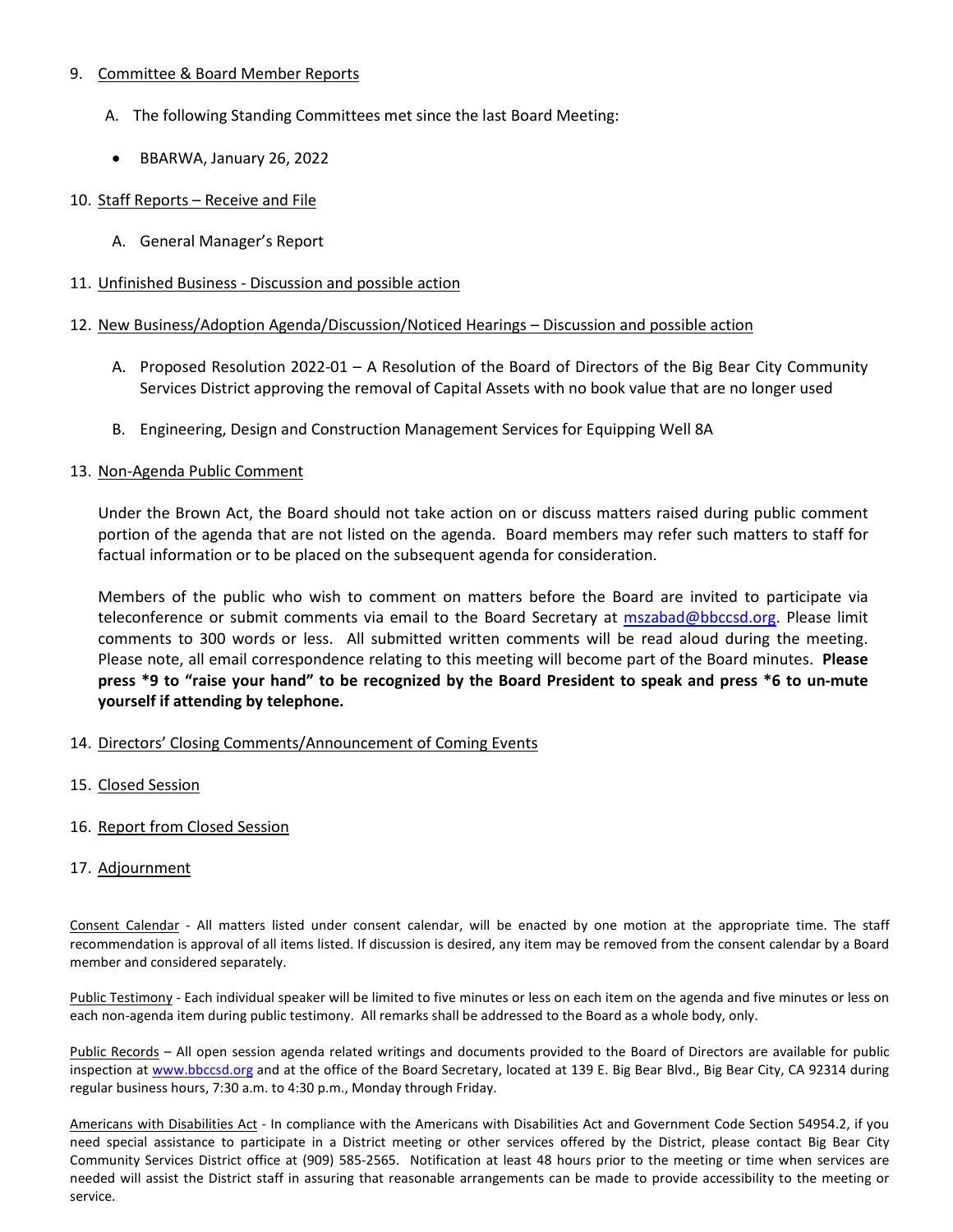9. Committee & Board Member Reports

   A. The following Standing Committees met since the last Board Meeting:

   - BBARWA, January 26, 2022

10. Staff Reports – Receive and File

    A. General Manager's Report

11. Unfinished Business - Discussion and possible action

12. New Business/Adoption Agenda/Discussion/Noticed Hearings – Discussion and possible action

    A. Proposed Resolution 2022-01 – A Resolution of the Board of Directors of the Big Bear City Community Services District approving the removal of Capital Assets with no book value that are no longer used

    B. Engineering, Design and Construction Management Services for Equipping Well 8A

13. Non-Agenda Public Comment

    Under the Brown Act, the Board should not take action on or discuss matters raised during public comment portion of the agenda that are not listed on the agenda. Board members may refer such matters to staff for factual information or to be placed on the subsequent agenda for consideration.

    Members of the public who wish to comment on matters before the Board are invited to participate via teleconference or submit comments via email to the Board Secretary at mszabad@bbccsd.org. Please limit comments to 300 words or less. All submitted written comments will be read aloud during the meeting. Please note, all email correspondence relating to this meeting will become part of the Board minutes. **Please press *9 to "raise your hand" to be recognized by the Board President to speak and press *6 to un-mute yourself if attending by telephone.**

14. Directors' Closing Comments/Announcement of Coming Events

15. Closed Session

16. Report from Closed Session

17. Adjournment

Consent Calendar - All matters listed under consent calendar, will be enacted by one motion at the appropriate time. The staff recommendation is approval of all items listed. If discussion is desired, any item may be removed from the consent calendar by a Board member and considered separately.

Public Testimony - Each individual speaker will be limited to five minutes or less on each item on the agenda and five minutes or less on each non-agenda item during public testimony. All remarks shall be addressed to the Board as a whole body, only.

Public Records – All open session agenda related writings and documents provided to the Board of Directors are available for public inspection at www.bbccsd.org and at the office of the Board Secretary, located at 139 E. Big Bear Blvd., Big Bear City, CA 92314 during regular business hours, 7:30 a.m. to 4:30 p.m., Monday through Friday.

Americans with Disabilities Act - In compliance with the Americans with Disabilities Act and Government Code Section 54954.2, if you need special assistance to participate in a District meeting or other services offered by the District, please contact Big Bear City Community Services District office at (909) 585-2565. Notification at least 48 hours prior to the meeting or time when services are needed will assist the District staff in assuring that reasonable arrangements can be made to provide accessibility to the meeting or service.